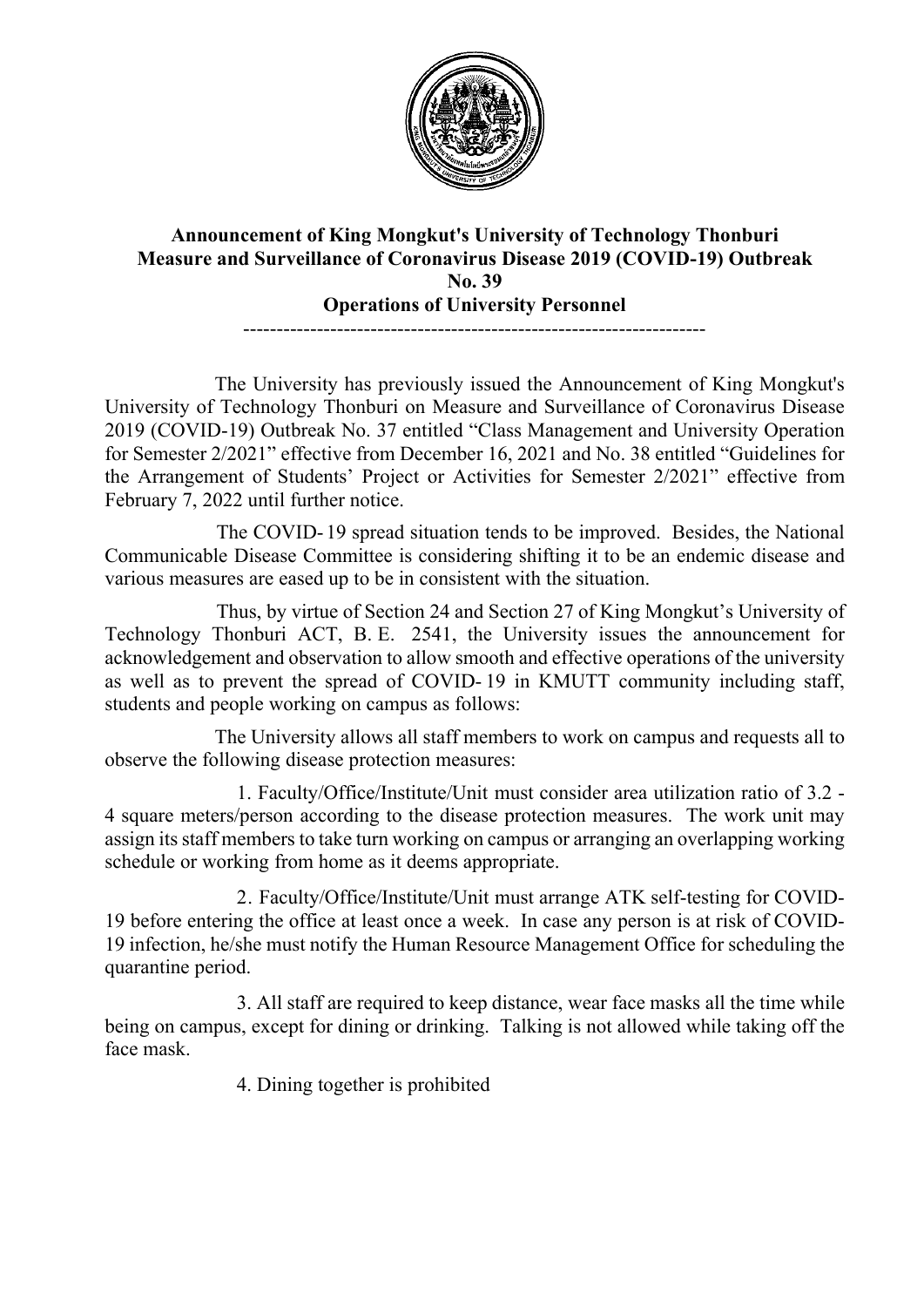# Announcement of King Mongkut's University of Technology Thonburi
## Measure and Surveillance of Coronavirus Disease 2019 (COVID-19) Outbreak
## No. 39
## Operations of University Personnel

---

The University has previously issued the Announcement of King Mongkut's University of Technology Thonburi on Measure and Surveillance of Coronavirus Disease 2019 (COVID-19) Outbreak No. 37 entitled "Class Management and University Operation for Semester 2/2021" effective from December 16, 2021 and No. 38 entitled "Guidelines for the Arrangement of Students' Project or Activities for Semester 2/2021" effective from February 7, 2022 until further notice.

The COVID-19 spread situation tends to be improved. Besides, the National Communicable Disease Committee is considering shifting it to be an endemic disease and various measures are eased up to be in consistent with the situation.

Thus, by virtue of Section 24 and Section 27 of King Mongkut's University of Technology Thonburi ACT, B.E. 2541, the University issues the announcement for acknowledgement and observation to allow smooth and effective operations of the university as well as to prevent the spread of COVID-19 in KMUTT community including staff, students and people working on campus as follows:

The University allows all staff members to work on campus and requests all to observe the following disease protection measures:

1. Faculty/Office/Institute/Unit must consider area utilization ratio of 3.2 - 4 square meters/person according to the disease protection measures. The work unit may assign its staff members to take turn working on campus or arranging an overlapping working schedule or working from home as it deems appropriate.

2. Faculty/Office/Institute/Unit must arrange ATK self-testing for COVID-19 before entering the office at least once a week. In case any person is at risk of COVID-19 infection, he/she must notify the Human Resource Management Office for scheduling the quarantine period.

3. All staff are required to keep distance, wear face masks all the time while being on campus, except for dining or drinking. Talking is not allowed while taking off the face mask.

4. Dining together is prohibited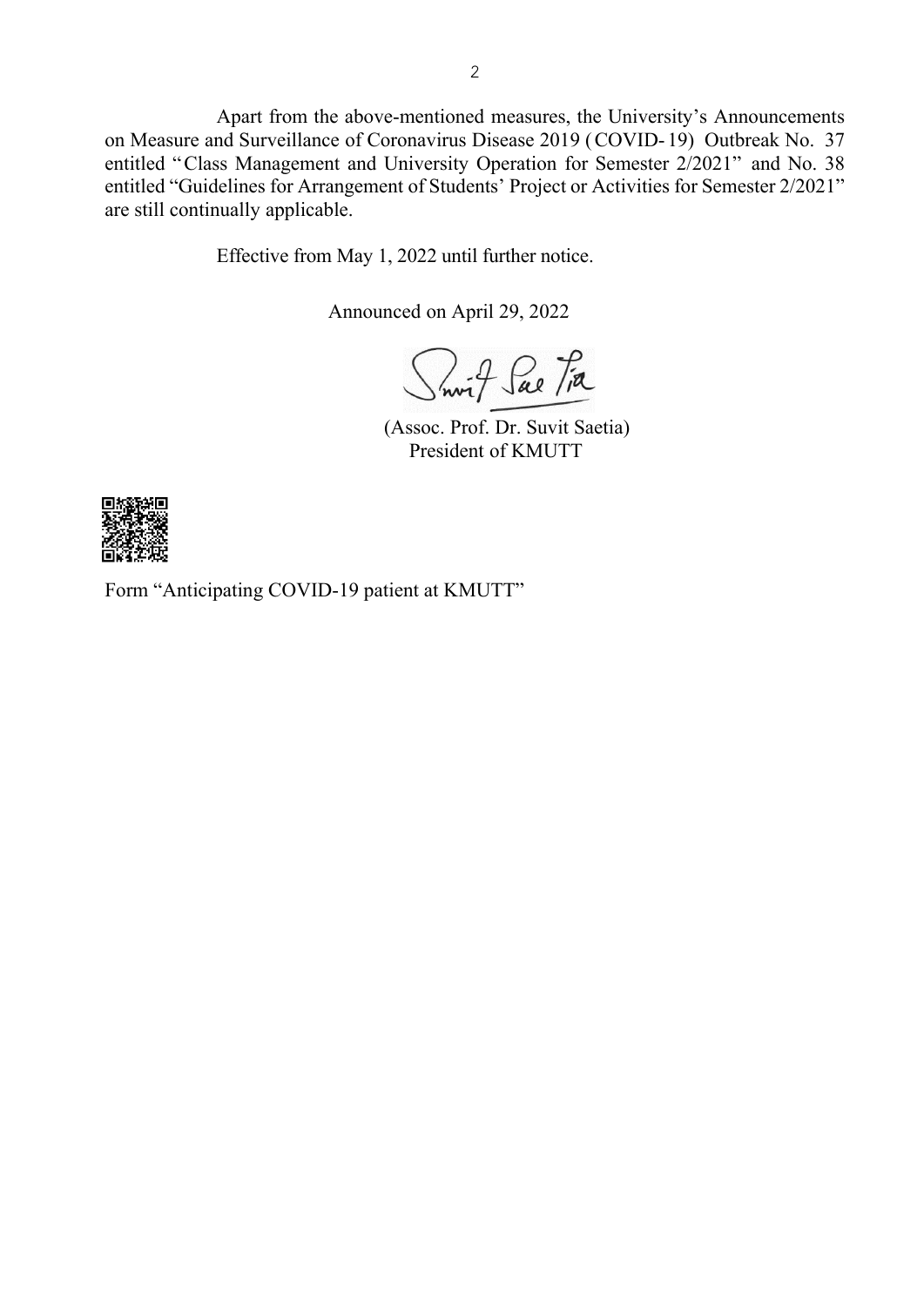Apart from the above-mentioned measures, the University's Announcements on Measure and Surveillance of Coronavirus Disease 2019 (COVID-19) Outbreak No. 37 entitled "Class Management and University Operation for Semester 2/2021" and No. 38 entitled "Guidelines for Arrangement of Students' Project or Activities for Semester 2/2021" are still continually applicable.

Effective from May 1, 2022 until further notice.

Announced on April 29, 2022

(Assoc. Prof. Dr. Suvit Saetia)
President of KMUTT

Form "Anticipating COVID-19 patient at KMUTT"